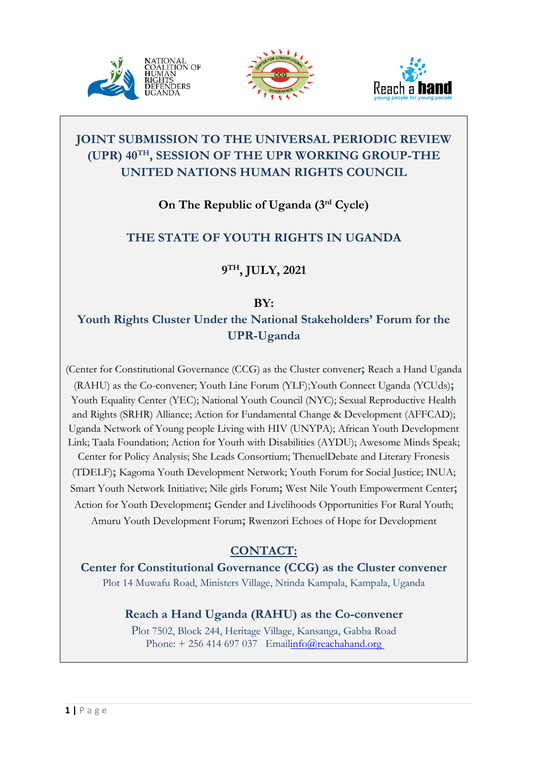# JOINT SUBMISSION TO THE UNIVERSAL PERIODIC REVIEW (UPR) 40TH, SESSION OF THE UPR WORKING GROUP-THE UNITED NATIONS HUMAN RIGHTS COUNCIL

**On The Republic of Uganda (3rd Cycle)**

## THE STATE OF YOUTH RIGHTS IN UGANDA

**9TH, JULY, 2021**

**BY:**

**Youth Rights Cluster Under the National Stakeholders' Forum for the UPR-Uganda**

(Center for Constitutional Governance (CCG) as the Cluster convener**;** Reach a Hand Uganda (RAHU) as the Co-convener; Youth Line Forum (YLF);Youth Connect Uganda (YCUds)**;** Youth Equality Center (YEC); National Youth Council (NYC); Sexual Reproductive Health and Rights (SRHR) Alliance; Action for Fundamental Change & Development (AFFCAD); Uganda Network of Young people Living with HIV (UNYPA); African Youth Development Link; Taala Foundation; Action for Youth with Disabilities (AYDU); Awesome Minds Speak; Center for Policy Analysis; She Leads Consortium; ThenuelDebate and Literary Fronesis (TDELF)**;** Kagoma Youth Development Network; Youth Forum for Social Justice; INUA; Smart Youth Network Initiative; Nile girls Forum**;** West Nile Youth Empowerment Center**;** Action for Youth Development**;** Gender and Livelihoods Opportunities For Rural Youth; Amuru Youth Development Forum**;** Rwenzori Echoes of Hope for Development

**CONTACT:**

**Center for Constitutional Governance (CCG) as the Cluster convener**

Plot 14 Muwafu Road, Ministers Village, Ntinda Kampala, Kampala, Uganda

**Reach a Hand Uganda (RAHU) as the Co-convener**

Plot 7502, Block 244, Heritage Village, Kansanga, Gabba Road
Phone: + 256 414 697 037 Emailinfo@reachahand.org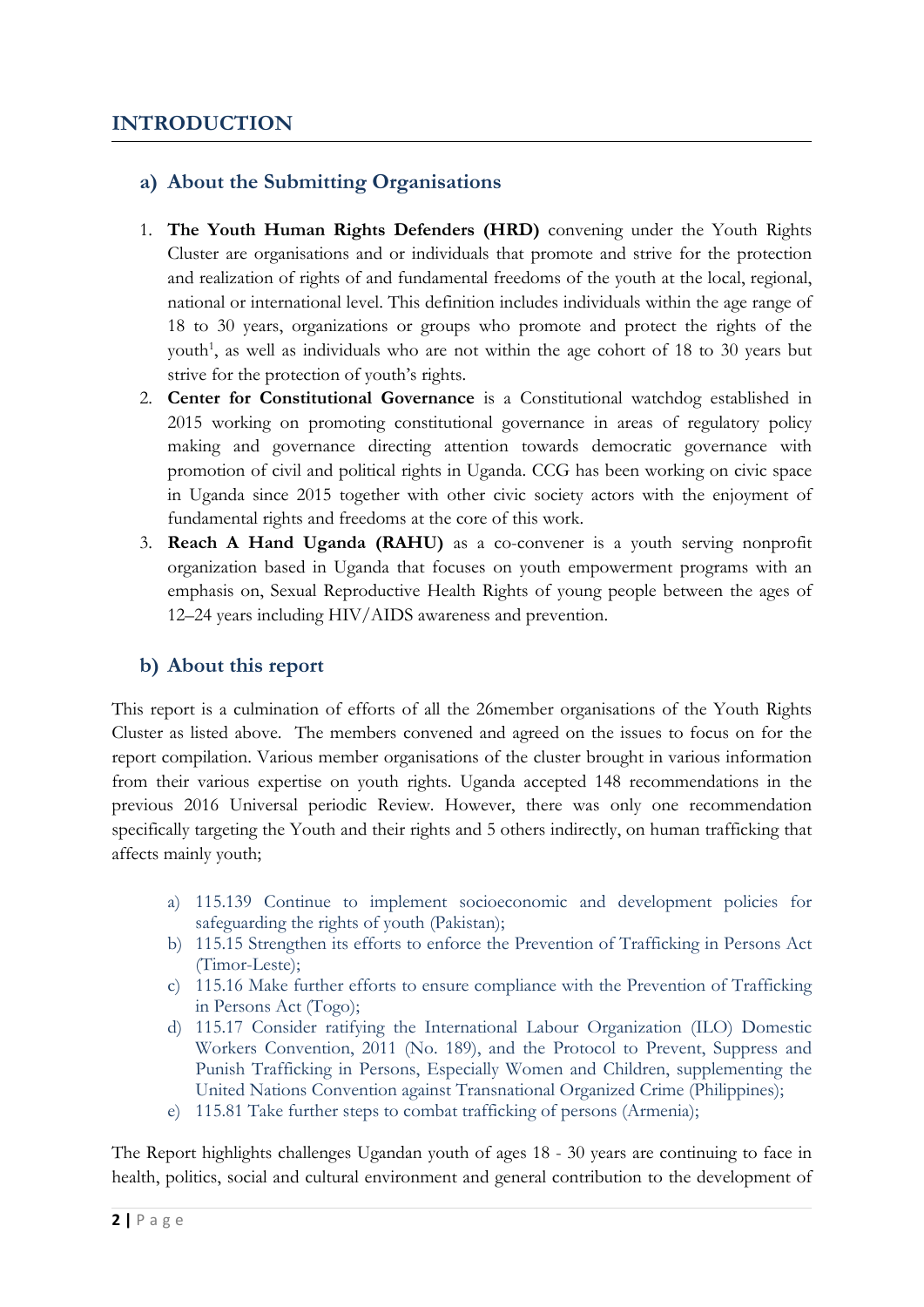# INTRODUCTION

## a) About the Submitting Organisations

1. **The Youth Human Rights Defenders (HRD)** convening under the Youth Rights Cluster are organisations and or individuals that promote and strive for the protection and realization of rights of and fundamental freedoms of the youth at the local, regional, national or international level. This definition includes individuals within the age range of 18 to 30 years, organizations or groups who promote and protect the rights of the youth[1], as well as individuals who are not within the age cohort of 18 to 30 years but strive for the protection of youth's rights.
2. **Center for Constitutional Governance** is a Constitutional watchdog established in 2015 working on promoting constitutional governance in areas of regulatory policy making and governance directing attention towards democratic governance with promotion of civil and political rights in Uganda. CCG has been working on civic space in Uganda since 2015 together with other civic society actors with the enjoyment of fundamental rights and freedoms at the core of this work.
3. **Reach A Hand Uganda (RAHU)** as a co-convener is a youth serving nonprofit organization based in Uganda that focuses on youth empowerment programs with an emphasis on, Sexual Reproductive Health Rights of young people between the ages of 12–24 years including HIV/AIDS awareness and prevention.

## b) About this report

This report is a culmination of efforts of all the 26member organisations of the Youth Rights Cluster as listed above. The members convened and agreed on the issues to focus on for the report compilation. Various member organisations of the cluster brought in various information from their various expertise on youth rights. Uganda accepted 148 recommendations in the previous 2016 Universal periodic Review. However, there was only one recommendation specifically targeting the Youth and their rights and 5 others indirectly, on human trafficking that affects mainly youth;

a) 115.139 Continue to implement socioeconomic and development policies for safeguarding the rights of youth (Pakistan);
b) 115.15 Strengthen its efforts to enforce the Prevention of Trafficking in Persons Act (Timor-Leste);
c) 115.16 Make further efforts to ensure compliance with the Prevention of Trafficking in Persons Act (Togo);
d) 115.17 Consider ratifying the International Labour Organization (ILO) Domestic Workers Convention, 2011 (No. 189), and the Protocol to Prevent, Suppress and Punish Trafficking in Persons, Especially Women and Children, supplementing the United Nations Convention against Transnational Organized Crime (Philippines);
e) 115.81 Take further steps to combat trafficking of persons (Armenia);

The Report highlights challenges Ugandan youth of ages 18 - 30 years are continuing to face in health, politics, social and cultural environment and general contribution to the development of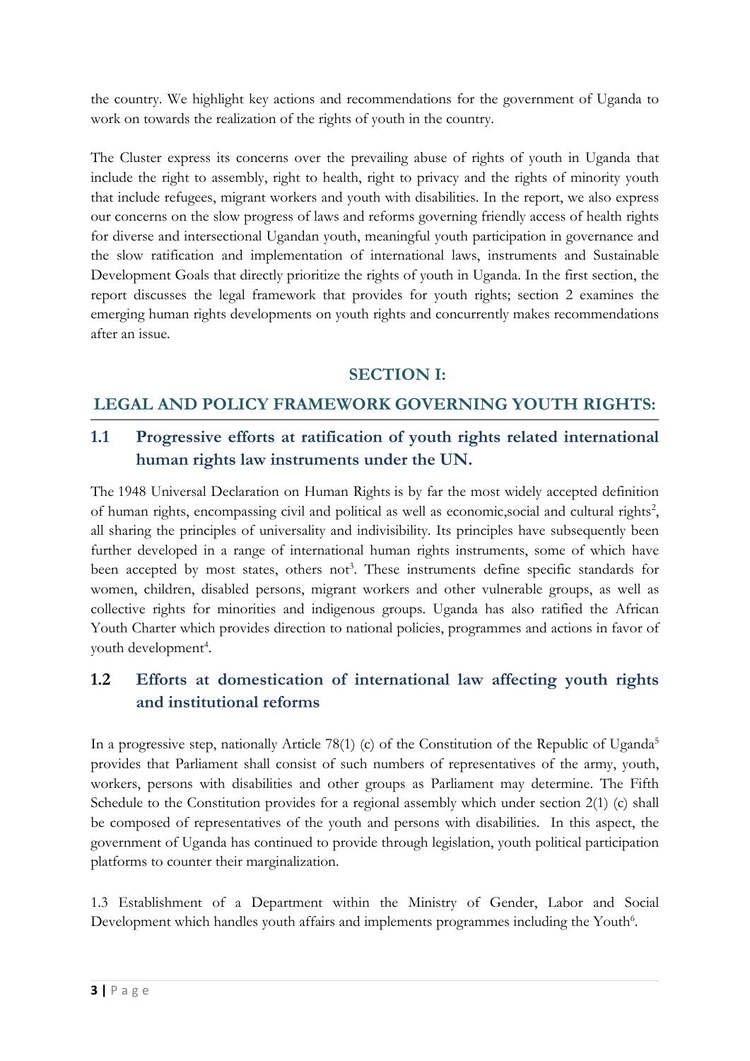the country. We highlight key actions and recommendations for the government of Uganda to work on towards the realization of the rights of youth in the country.

The Cluster express its concerns over the prevailing abuse of rights of youth in Uganda that include the right to assembly, right to health, right to privacy and the rights of minority youth that include refugees, migrant workers and youth with disabilities. In the report, we also express our concerns on the slow progress of laws and reforms governing friendly access of health rights for diverse and intersectional Ugandan youth, meaningful youth participation in governance and the slow ratification and implementation of international laws, instruments and Sustainable Development Goals that directly prioritize the rights of youth in Uganda. In the first section, the report discusses the legal framework that provides for youth rights; section 2 examines the emerging human rights developments on youth rights and concurrently makes recommendations after an issue.

## SECTION I:

## LEGAL AND POLICY FRAMEWORK GOVERNING YOUTH RIGHTS:

### 1.1 Progressive efforts at ratification of youth rights related international human rights law instruments under the UN.

The 1948 Universal Declaration on Human Rights is by far the most widely accepted definition of human rights, encompassing civil and political as well as economic,social and cultural rights[2], all sharing the principles of universality and indivisibility. Its principles have subsequently been further developed in a range of international human rights instruments, some of which have been accepted by most states, others not[3]. These instruments define specific standards for women, children, disabled persons, migrant workers and other vulnerable groups, as well as collective rights for minorities and indigenous groups. Uganda has also ratified the African Youth Charter which provides direction to national policies, programmes and actions in favor of youth development[4].

### 1.2 Efforts at domestication of international law affecting youth rights and institutional reforms

In a progressive step, nationally Article 78(1) (c) of the Constitution of the Republic of Uganda[5] provides that Parliament shall consist of such numbers of representatives of the army, youth, workers, persons with disabilities and other groups as Parliament may determine. The Fifth Schedule to the Constitution provides for a regional assembly which under section 2(1) (c) shall be composed of representatives of the youth and persons with disabilities. In this aspect, the government of Uganda has continued to provide through legislation, youth political participation platforms to counter their marginalization.

1.3 Establishment of a Department within the Ministry of Gender, Labor and Social Development which handles youth affairs and implements programmes including the Youth[6].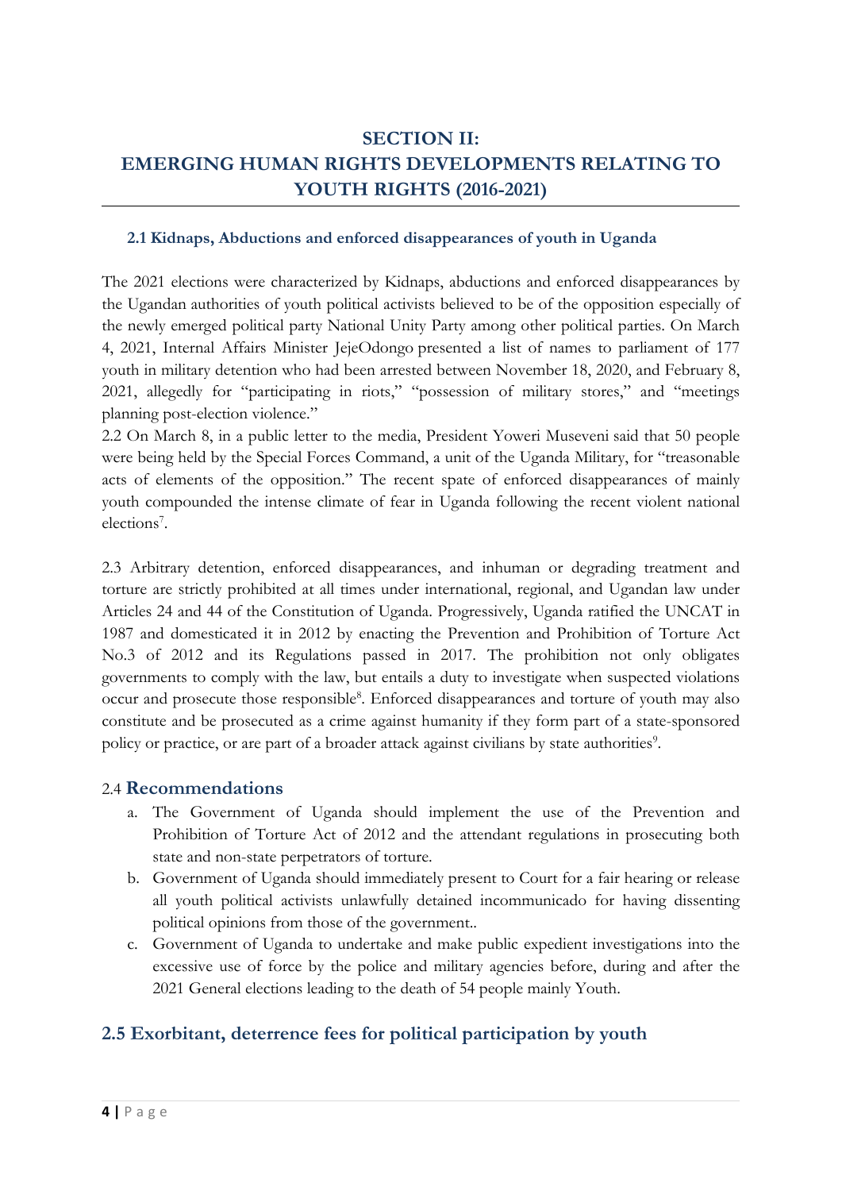## SECTION II: EMERGING HUMAN RIGHTS DEVELOPMENTS RELATING TO YOUTH RIGHTS (2016-2021)

### 2.1 Kidnaps, Abductions and enforced disappearances of youth in Uganda

The 2021 elections were characterized by Kidnaps, abductions and enforced disappearances by the Ugandan authorities of youth political activists believed to be of the opposition especially of the newly emerged political party National Unity Party among other political parties. On March 4, 2021, Internal Affairs Minister JejeOdongo presented a list of names to parliament of 177 youth in military detention who had been arrested between November 18, 2020, and February 8, 2021, allegedly for "participating in riots," "possession of military stores," and "meetings planning post-election violence."

2.2 On March 8, in a public letter to the media, President Yoweri Museveni said that 50 people were being held by the Special Forces Command, a unit of the Uganda Military, for "treasonable acts of elements of the opposition." The recent spate of enforced disappearances of mainly youth compounded the intense climate of fear in Uganda following the recent violent national elections[7].

2.3 Arbitrary detention, enforced disappearances, and inhuman or degrading treatment and torture are strictly prohibited at all times under international, regional, and Ugandan law under Articles 24 and 44 of the Constitution of Uganda. Progressively, Uganda ratified the UNCAT in 1987 and domesticated it in 2012 by enacting the Prevention and Prohibition of Torture Act No.3 of 2012 and its Regulations passed in 2017. The prohibition not only obligates governments to comply with the law, but entails a duty to investigate when suspected violations occur and prosecute those responsible[8]. Enforced disappearances and torture of youth may also constitute and be prosecuted as a crime against humanity if they form part of a state-sponsored policy or practice, or are part of a broader attack against civilians by state authorities[9].

### 2.4 Recommendations

a. The Government of Uganda should implement the use of the Prevention and Prohibition of Torture Act of 2012 and the attendant regulations in prosecuting both state and non-state perpetrators of torture.
b. Government of Uganda should immediately present to Court for a fair hearing or release all youth political activists unlawfully detained incommunicado for having dissenting political opinions from those of the government..
c. Government of Uganda to undertake and make public expedient investigations into the excessive use of force by the police and military agencies before, during and after the 2021 General elections leading to the death of 54 people mainly Youth.

### 2.5 Exorbitant, deterrence fees for political participation by youth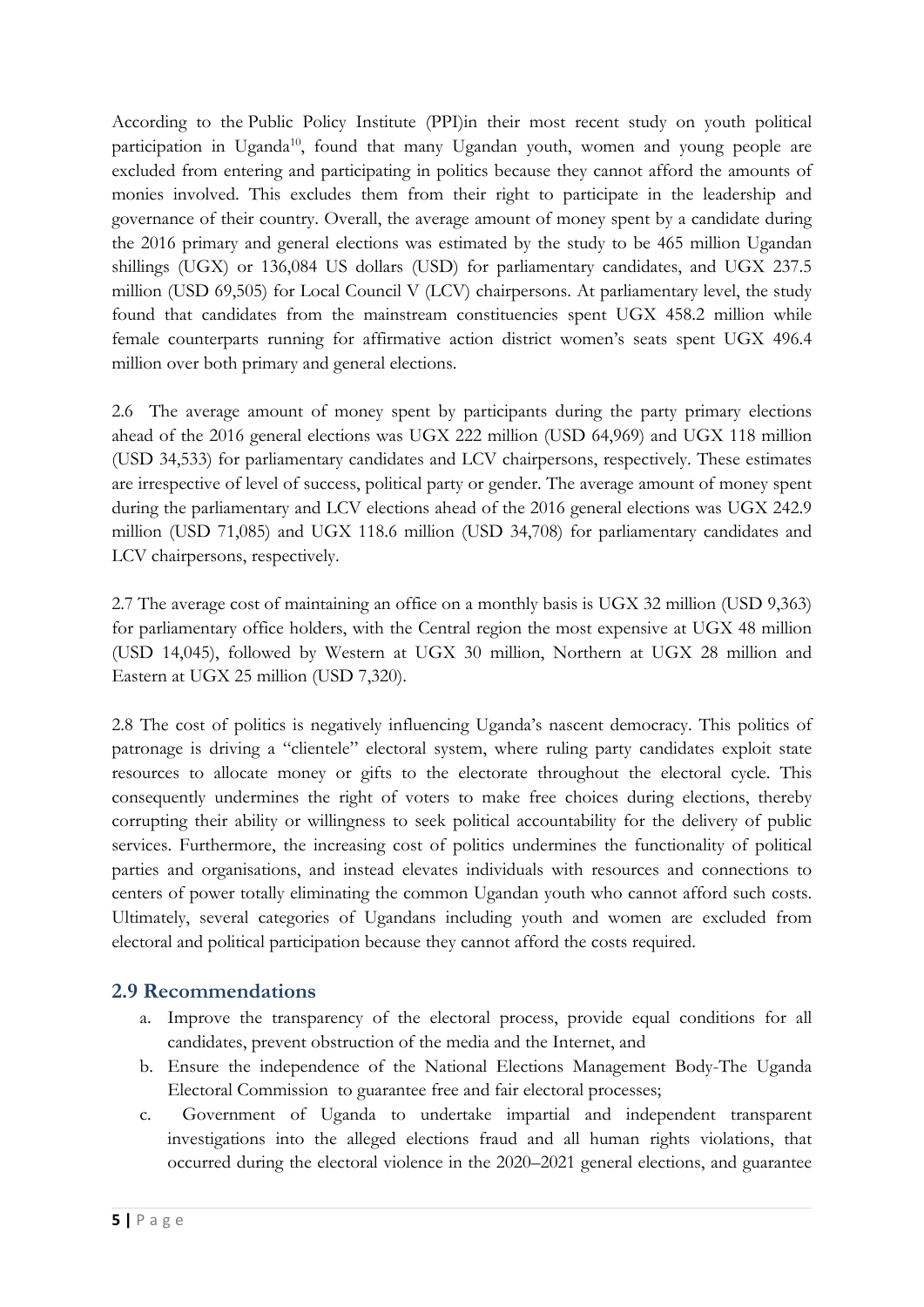According to the Public Policy Institute (PPI)in their most recent study on youth political participation in Uganda[10], found that many Ugandan youth, women and young people are excluded from entering and participating in politics because they cannot afford the amounts of monies involved. This excludes them from their right to participate in the leadership and governance of their country. Overall, the average amount of money spent by a candidate during the 2016 primary and general elections was estimated by the study to be 465 million Ugandan shillings (UGX) or 136,084 US dollars (USD) for parliamentary candidates, and UGX 237.5 million (USD 69,505) for Local Council V (LCV) chairpersons. At parliamentary level, the study found that candidates from the mainstream constituencies spent UGX 458.2 million while female counterparts running for affirmative action district women's seats spent UGX 496.4 million over both primary and general elections.

2.6 The average amount of money spent by participants during the party primary elections ahead of the 2016 general elections was UGX 222 million (USD 64,969) and UGX 118 million (USD 34,533) for parliamentary candidates and LCV chairpersons, respectively. These estimates are irrespective of level of success, political party or gender. The average amount of money spent during the parliamentary and LCV elections ahead of the 2016 general elections was UGX 242.9 million (USD 71,085) and UGX 118.6 million (USD 34,708) for parliamentary candidates and LCV chairpersons, respectively.

2.7 The average cost of maintaining an office on a monthly basis is UGX 32 million (USD 9,363) for parliamentary office holders, with the Central region the most expensive at UGX 48 million (USD 14,045), followed by Western at UGX 30 million, Northern at UGX 28 million and Eastern at UGX 25 million (USD 7,320).

2.8 The cost of politics is negatively influencing Uganda's nascent democracy. This politics of patronage is driving a "clientele" electoral system, where ruling party candidates exploit state resources to allocate money or gifts to the electorate throughout the electoral cycle. This consequently undermines the right of voters to make free choices during elections, thereby corrupting their ability or willingness to seek political accountability for the delivery of public services. Furthermore, the increasing cost of politics undermines the functionality of political parties and organisations, and instead elevates individuals with resources and connections to centers of power totally eliminating the common Ugandan youth who cannot afford such costs. Ultimately, several categories of Ugandans including youth and women are excluded from electoral and political participation because they cannot afford the costs required.

## 2.9 Recommendations

a. Improve the transparency of the electoral process, provide equal conditions for all candidates, prevent obstruction of the media and the Internet, and
b. Ensure the independence of the National Elections Management Body-The Uganda Electoral Commission to guarantee free and fair electoral processes;
c. Government of Uganda to undertake impartial and independent transparent investigations into the alleged elections fraud and all human rights violations, that occurred during the electoral violence in the 2020–2021 general elections, and guarantee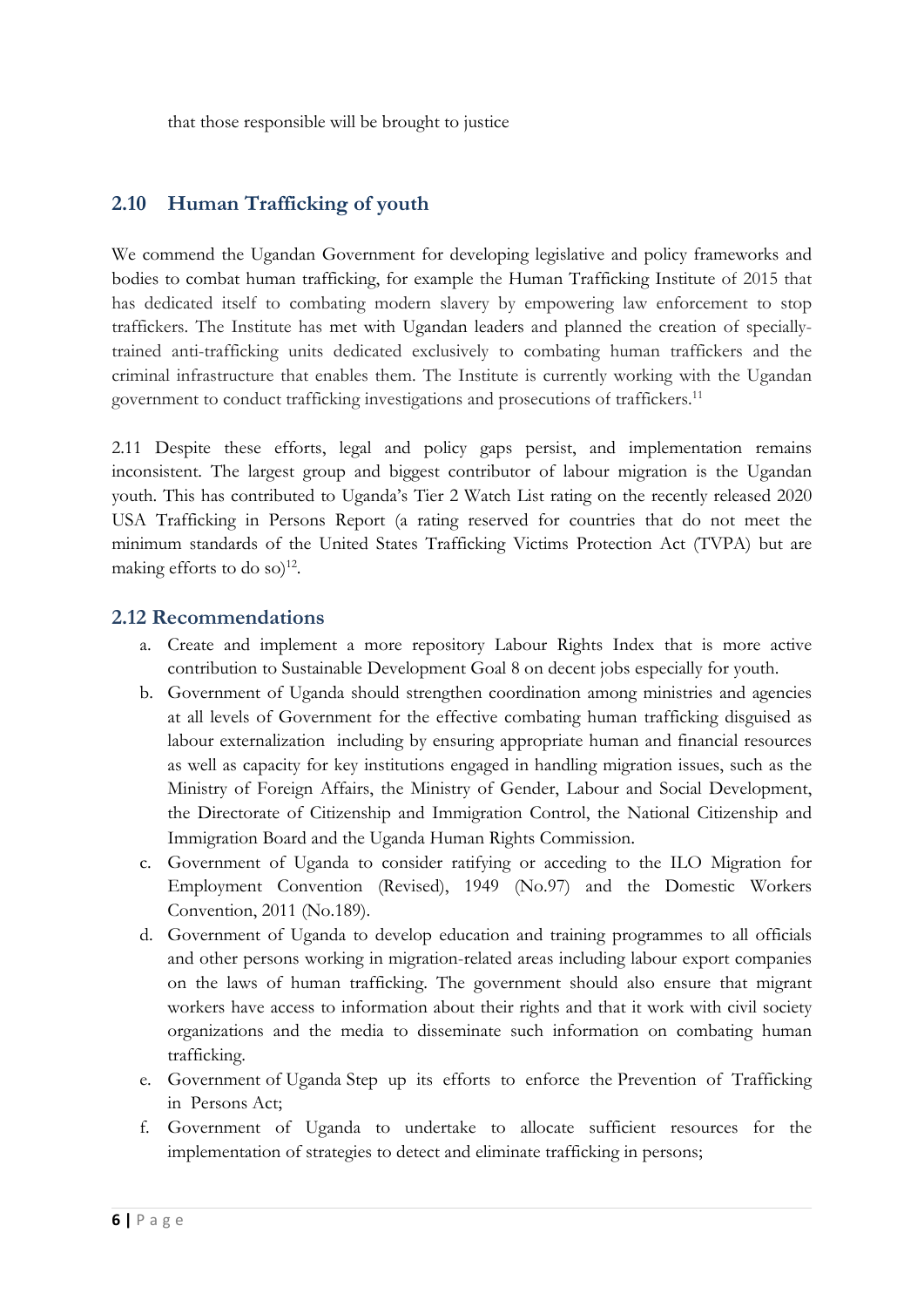that those responsible will be brought to justice

## 2.10 Human Trafficking of youth

We commend the Ugandan Government for developing legislative and policy frameworks and bodies to combat human trafficking, for example the Human Trafficking Institute of 2015 that has dedicated itself to combating modern slavery by empowering law enforcement to stop traffickers. The Institute has met with Ugandan leaders and planned the creation of specially-trained anti-trafficking units dedicated exclusively to combating human traffickers and the criminal infrastructure that enables them. The Institute is currently working with the Ugandan government to conduct trafficking investigations and prosecutions of traffickers.[11]

2.11 Despite these efforts, legal and policy gaps persist, and implementation remains inconsistent. The largest group and biggest contributor of labour migration is the Ugandan youth. This has contributed to Uganda's Tier 2 Watch List rating on the recently released 2020 USA Trafficking in Persons Report (a rating reserved for countries that do not meet the minimum standards of the United States Trafficking Victims Protection Act (TVPA) but are making efforts to do so)[12].

## 2.12 Recommendations

a. Create and implement a more repository Labour Rights Index that is more active contribution to Sustainable Development Goal 8 on decent jobs especially for youth.
b. Government of Uganda should strengthen coordination among ministries and agencies at all levels of Government for the effective combating human trafficking disguised as labour externalization including by ensuring appropriate human and financial resources as well as capacity for key institutions engaged in handling migration issues, such as the Ministry of Foreign Affairs, the Ministry of Gender, Labour and Social Development, the Directorate of Citizenship and Immigration Control, the National Citizenship and Immigration Board and the Uganda Human Rights Commission.
c. Government of Uganda to consider ratifying or acceding to the ILO Migration for Employment Convention (Revised), 1949 (No.97) and the Domestic Workers Convention, 2011 (No.189).
d. Government of Uganda to develop education and training programmes to all officials and other persons working in migration-related areas including labour export companies on the laws of human trafficking. The government should also ensure that migrant workers have access to information about their rights and that it work with civil society organizations and the media to disseminate such information on combating human trafficking.
e. Government of Uganda Step up its efforts to enforce the Prevention of Trafficking in Persons Act;
f. Government of Uganda to undertake to allocate sufficient resources for the implementation of strategies to detect and eliminate trafficking in persons;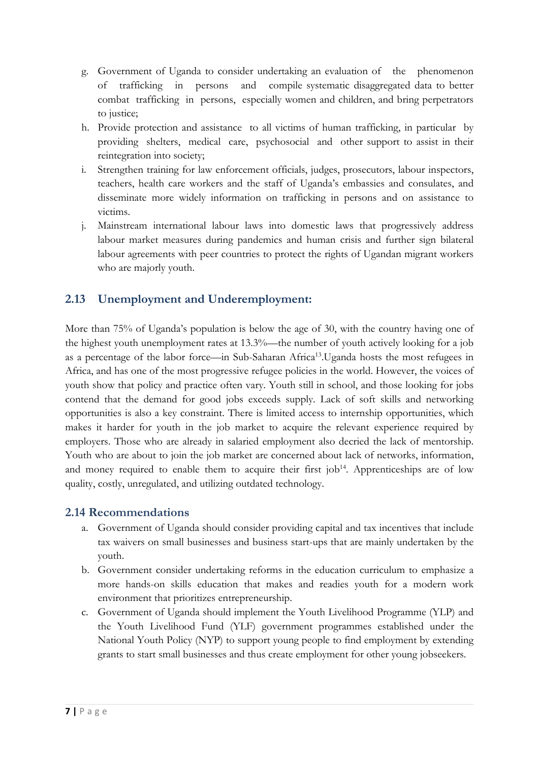g. Government of Uganda to consider undertaking an evaluation of the phenomenon of trafficking in persons and compile systematic disaggregated data to better combat trafficking in persons, especially women and children, and bring perpetrators to justice;
h. Provide protection and assistance to all victims of human trafficking, in particular by providing shelters, medical care, psychosocial and other support to assist in their reintegration into society;
i. Strengthen training for law enforcement officials, judges, prosecutors, labour inspectors, teachers, health care workers and the staff of Uganda's embassies and consulates, and disseminate more widely information on trafficking in persons and on assistance to victims.
j. Mainstream international labour laws into domestic laws that progressively address labour market measures during pandemics and human crisis and further sign bilateral labour agreements with peer countries to protect the rights of Ugandan migrant workers who are majorly youth.

## 2.13 Unemployment and Underemployment:

More than 75% of Uganda's population is below the age of 30, with the country having one of the highest youth unemployment rates at 13.3%—the number of youth actively looking for a job as a percentage of the labor force—in Sub-Saharan Africa[13].Uganda hosts the most refugees in Africa, and has one of the most progressive refugee policies in the world. However, the voices of youth show that policy and practice often vary. Youth still in school, and those looking for jobs contend that the demand for good jobs exceeds supply. Lack of soft skills and networking opportunities is also a key constraint. There is limited access to internship opportunities, which makes it harder for youth in the job market to acquire the relevant experience required by employers. Those who are already in salaried employment also decried the lack of mentorship. Youth who are about to join the job market are concerned about lack of networks, information, and money required to enable them to acquire their first job[14]. Apprenticeships are of low quality, costly, unregulated, and utilizing outdated technology.

## 2.14 Recommendations

a. Government of Uganda should consider providing capital and tax incentives that include tax waivers on small businesses and business start-ups that are mainly undertaken by the youth.
b. Government consider undertaking reforms in the education curriculum to emphasize a more hands-on skills education that makes and readies youth for a modern work environment that prioritizes entrepreneurship.
c. Government of Uganda should implement the Youth Livelihood Programme (YLP) and the Youth Livelihood Fund (YLF) government programmes established under the National Youth Policy (NYP) to support young people to find employment by extending grants to start small businesses and thus create employment for other young jobseekers.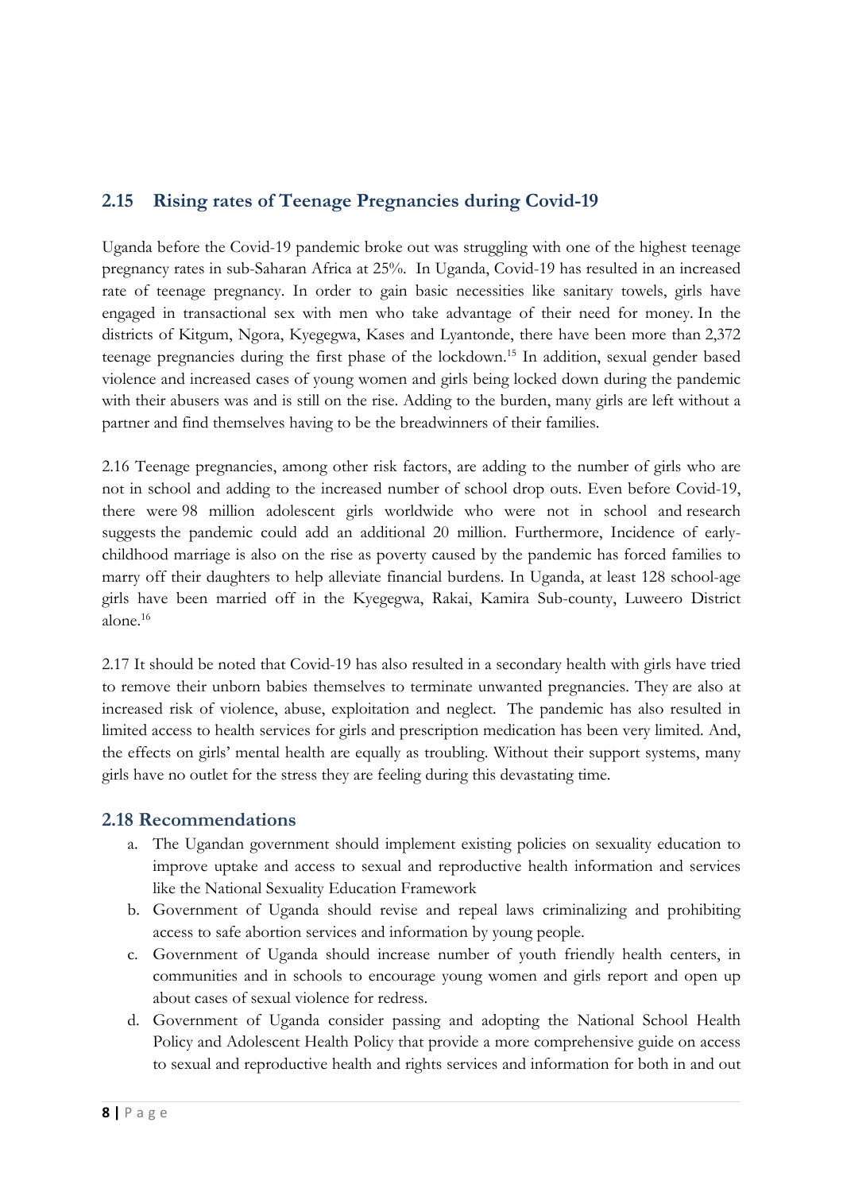## 2.15 Rising rates of Teenage Pregnancies during Covid-19

Uganda before the Covid-19 pandemic broke out was struggling with one of the highest teenage pregnancy rates in sub-Saharan Africa at 25%. In Uganda, Covid-19 has resulted in an increased rate of teenage pregnancy. In order to gain basic necessities like sanitary towels, girls have engaged in transactional sex with men who take advantage of their need for money. In the districts of Kitgum, Ngora, Kyegegwa, Kases and Lyantonde, there have been more than 2,372 teenage pregnancies during the first phase of the lockdown.[15] In addition, sexual gender based violence and increased cases of young women and girls being locked down during the pandemic with their abusers was and is still on the rise. Adding to the burden, many girls are left without a partner and find themselves having to be the breadwinners of their families.

2.16 Teenage pregnancies, among other risk factors, are adding to the number of girls who are not in school and adding to the increased number of school drop outs. Even before Covid-19, there were 98 million adolescent girls worldwide who were not in school and research suggests the pandemic could add an additional 20 million. Furthermore, Incidence of early-childhood marriage is also on the rise as poverty caused by the pandemic has forced families to marry off their daughters to help alleviate financial burdens. In Uganda, at least 128 school-age girls have been married off in the Kyegegwa, Rakai, Kamira Sub-county, Luweero District alone.[16]

2.17 It should be noted that Covid-19 has also resulted in a secondary health with girls have tried to remove their unborn babies themselves to terminate unwanted pregnancies. They are also at increased risk of violence, abuse, exploitation and neglect. The pandemic has also resulted in limited access to health services for girls and prescription medication has been very limited. And, the effects on girls' mental health are equally as troubling. Without their support systems, many girls have no outlet for the stress they are feeling during this devastating time.

## 2.18 Recommendations

a. The Ugandan government should implement existing policies on sexuality education to improve uptake and access to sexual and reproductive health information and services like the National Sexuality Education Framework
b. Government of Uganda should revise and repeal laws criminalizing and prohibiting access to safe abortion services and information by young people.
c. Government of Uganda should increase number of youth friendly health centers, in communities and in schools to encourage young women and girls report and open up about cases of sexual violence for redress.
d. Government of Uganda consider passing and adopting the National School Health Policy and Adolescent Health Policy that provide a more comprehensive guide on access to sexual and reproductive health and rights services and information for both in and out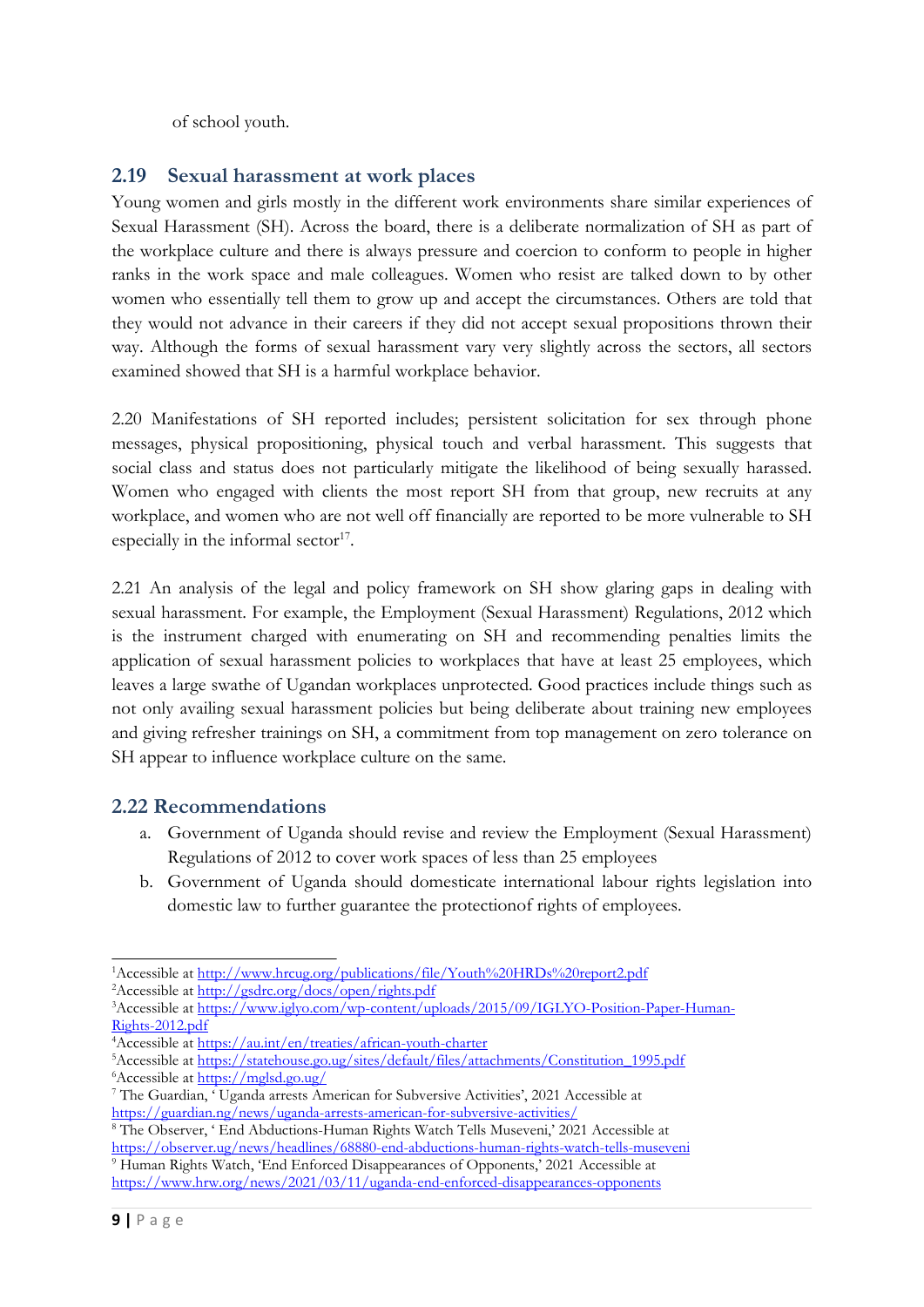of school youth.

## 2.19 Sexual harassment at work places

Young women and girls mostly in the different work environments share similar experiences of Sexual Harassment (SH). Across the board, there is a deliberate normalization of SH as part of the workplace culture and there is always pressure and coercion to conform to people in higher ranks in the work space and male colleagues. Women who resist are talked down to by other women who essentially tell them to grow up and accept the circumstances. Others are told that they would not advance in their careers if they did not accept sexual propositions thrown their way. Although the forms of sexual harassment vary very slightly across the sectors, all sectors examined showed that SH is a harmful workplace behavior.

2.20 Manifestations of SH reported includes; persistent solicitation for sex through phone messages, physical propositioning, physical touch and verbal harassment. This suggests that social class and status does not particularly mitigate the likelihood of being sexually harassed. Women who engaged with clients the most report SH from that group, new recruits at any workplace, and women who are not well off financially are reported to be more vulnerable to SH especially in the informal sector[17].

2.21 An analysis of the legal and policy framework on SH show glaring gaps in dealing with sexual harassment. For example, the Employment (Sexual Harassment) Regulations, 2012 which is the instrument charged with enumerating on SH and recommending penalties limits the application of sexual harassment policies to workplaces that have at least 25 employees, which leaves a large swathe of Ugandan workplaces unprotected. Good practices include things such as not only availing sexual harassment policies but being deliberate about training new employees and giving refresher trainings on SH, a commitment from top management on zero tolerance on SH appear to influence workplace culture on the same.

## 2.22 Recommendations

a. Government of Uganda should revise and review the Employment (Sexual Harassment) Regulations of 2012 to cover work spaces of less than 25 employees
b. Government of Uganda should domesticate international labour rights legislation into domestic law to further guarantee the protectionof rights of employees.

---

[1]Accessible at http://www.hrcug.org/publications/file/Youth%20HRDs%20report2.pdf
[2]Accessible at http://gsdrc.org/docs/open/rights.pdf
[3]Accessible at https://www.iglyo.com/wp-content/uploads/2015/09/IGLYO-Position-Paper-Human-Rights-2012.pdf
[4]Accessible at https://au.int/en/treaties/african-youth-charter
[5]Accessible at https://statehouse.go.ug/sites/default/files/attachments/Constitution_1995.pdf
[6]Accessible at https://mglsd.go.ug/
[7] The Guardian, ' Uganda arrests American for Subversive Activities', 2021 Accessible at https://guardian.ng/news/uganda-arrests-american-for-subversive-activities/
[8] The Observer, ' End Abductions-Human Rights Watch Tells Museveni,' 2021 Accessible at https://observer.ug/news/headlines/68880-end-abductions-human-rights-watch-tells-museveni
[9] Human Rights Watch, 'End Enforced Disappearances of Opponents,' 2021 Accessible at https://www.hrw.org/news/2021/03/11/uganda-end-enforced-disappearances-opponents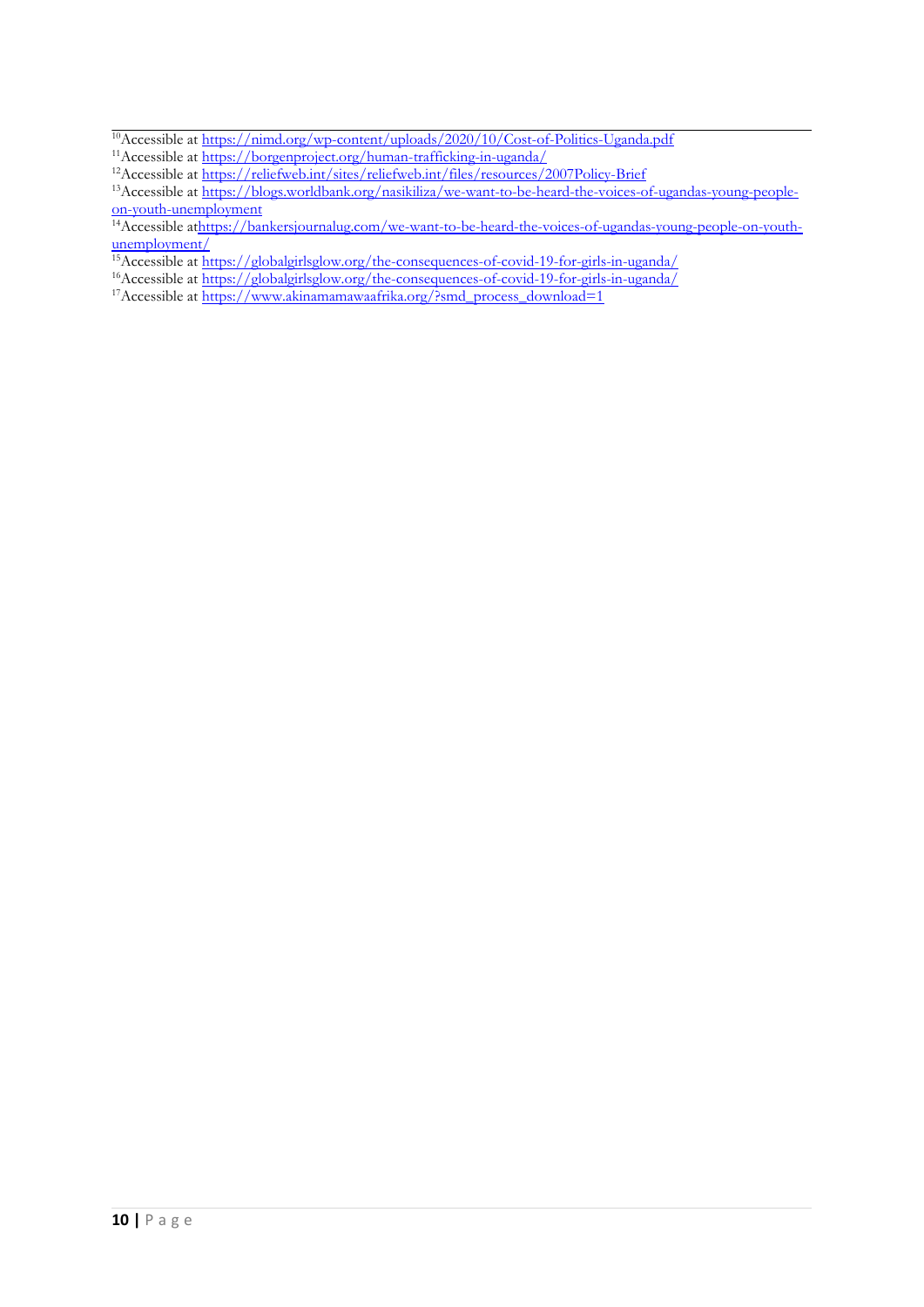[10]Accessible at https://nimd.org/wp-content/uploads/2020/10/Cost-of-Politics-Uganda.pdf

[11]Accessible at https://borgenproject.org/human-trafficking-in-uganda/

[12]Accessible at https://reliefweb.int/sites/reliefweb.int/files/resources/2007Policy-Brief

[13]Accessible at https://blogs.worldbank.org/nasikiliza/we-want-to-be-heard-the-voices-of-ugandas-young-people-on-youth-unemployment

[14]Accessible athttps://bankersjournalug.com/we-want-to-be-heard-the-voices-of-ugandas-young-people-on-youth-unemployment/

[15]Accessible at https://globalgirlsglow.org/the-consequences-of-covid-19-for-girls-in-uganda/

[16]Accessible at https://globalgirlsglow.org/the-consequences-of-covid-19-for-girls-in-uganda/

[17]Accessible at https://www.akinamamawaafrika.org/?smd_process_download=1